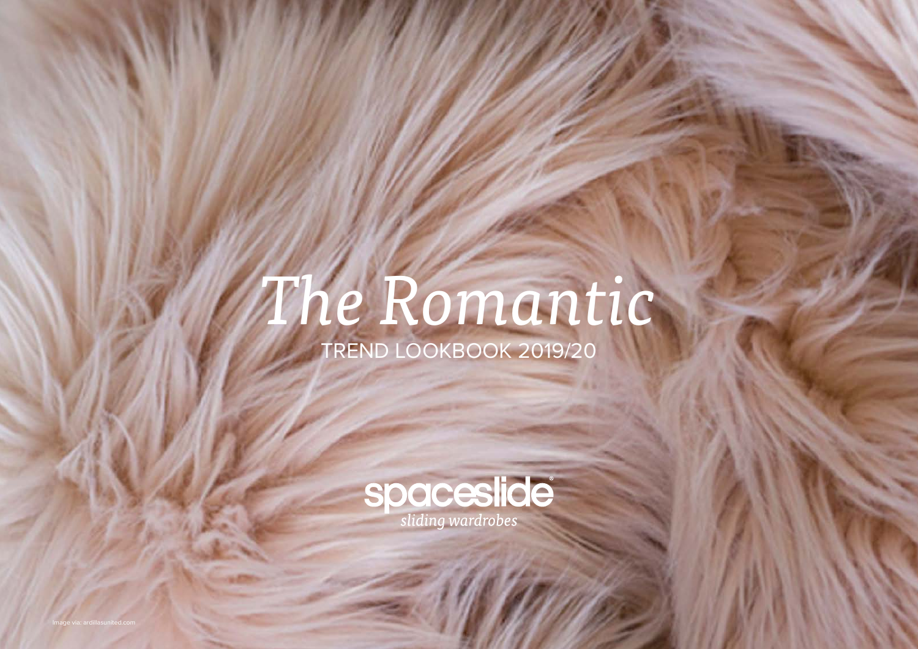# *The Romantic*

TREND LOOKBOOK 2019/20

spaceslide®
*sliding wardrobes*

Image via: ardillasunited.com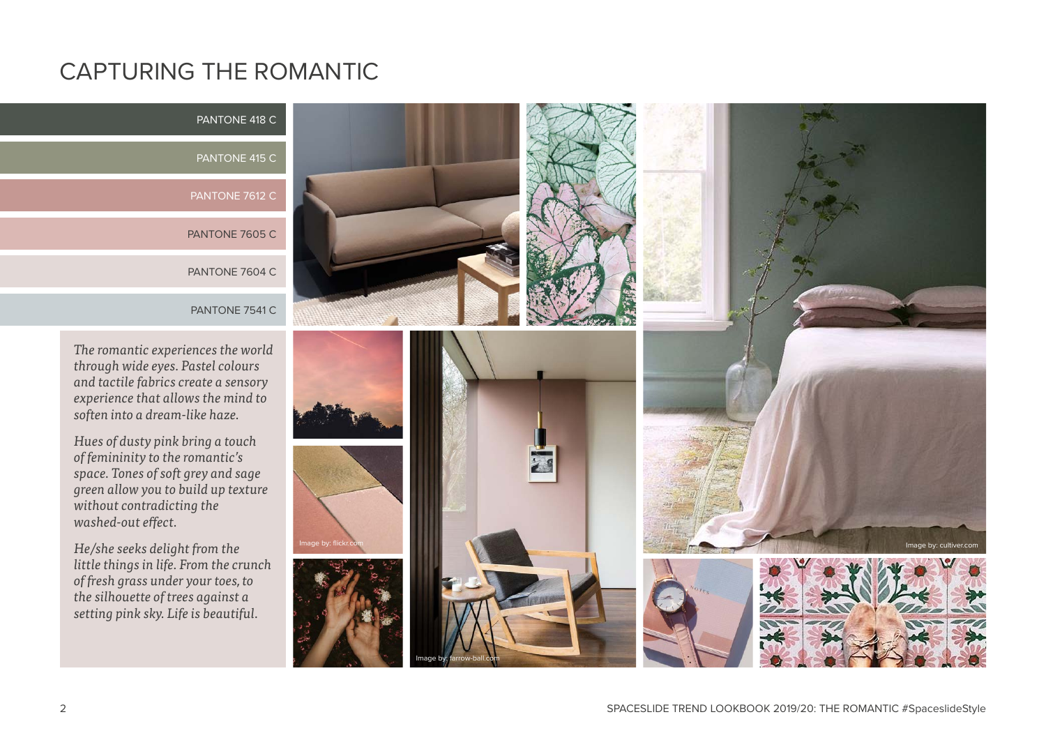# CAPTURING THE ROMANTIC

PANTONE 418 C

PANTONE 415 C

PANTONE 7612 C

PANTONE 7605 C

PANTONE 7604 C

PANTONE 7541 C

*The romantic experiences the world through wide eyes. Pastel colours and tactile fabrics create a sensory experience that allows the mind to soften into a dream-like haze.*

*Hues of dusty pink bring a touch of femininity to the romantic's space. Tones of soft grey and sage green allow you to build up texture without contradicting the washed-out effect.*

*He/she seeks delight from the little things in life. From the crunch of fresh grass under your toes, to the silhouette of trees against a setting pink sky. Life is beautiful.*

Image by: flickr.com

Image by: farrow-ball.com

Image by: cultiver.com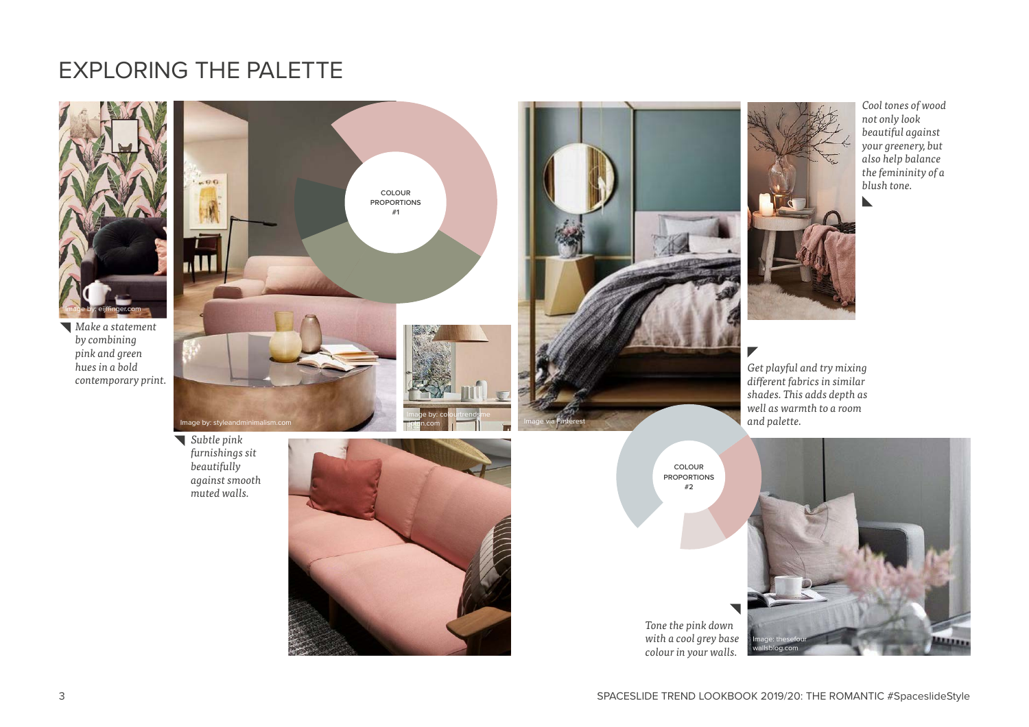# EXPLORING THE PALETTE

Image by: eijffinger.com

*Make a statement by combining pink and green hues in a bold contemporary print.*

COLOUR PROPORTIONS #1

Image by: styleandminimalism.com

Image by: colourtrendsme ... on.com

*Subtle pink furnishings sit beautifully against smooth muted walls.*

Image via Pinterest

*Cool tones of wood not only look beautiful against your greenery, but also help balance the femininity of a blush tone.*

*Get playful and try mixing different fabrics in similar shades. This adds depth as well as warmth to a room and palette.*

COLOUR PROPORTIONS #2

*Tone the pink down with a cool grey base colour in your walls.*

Image: thesefour wallsblog.com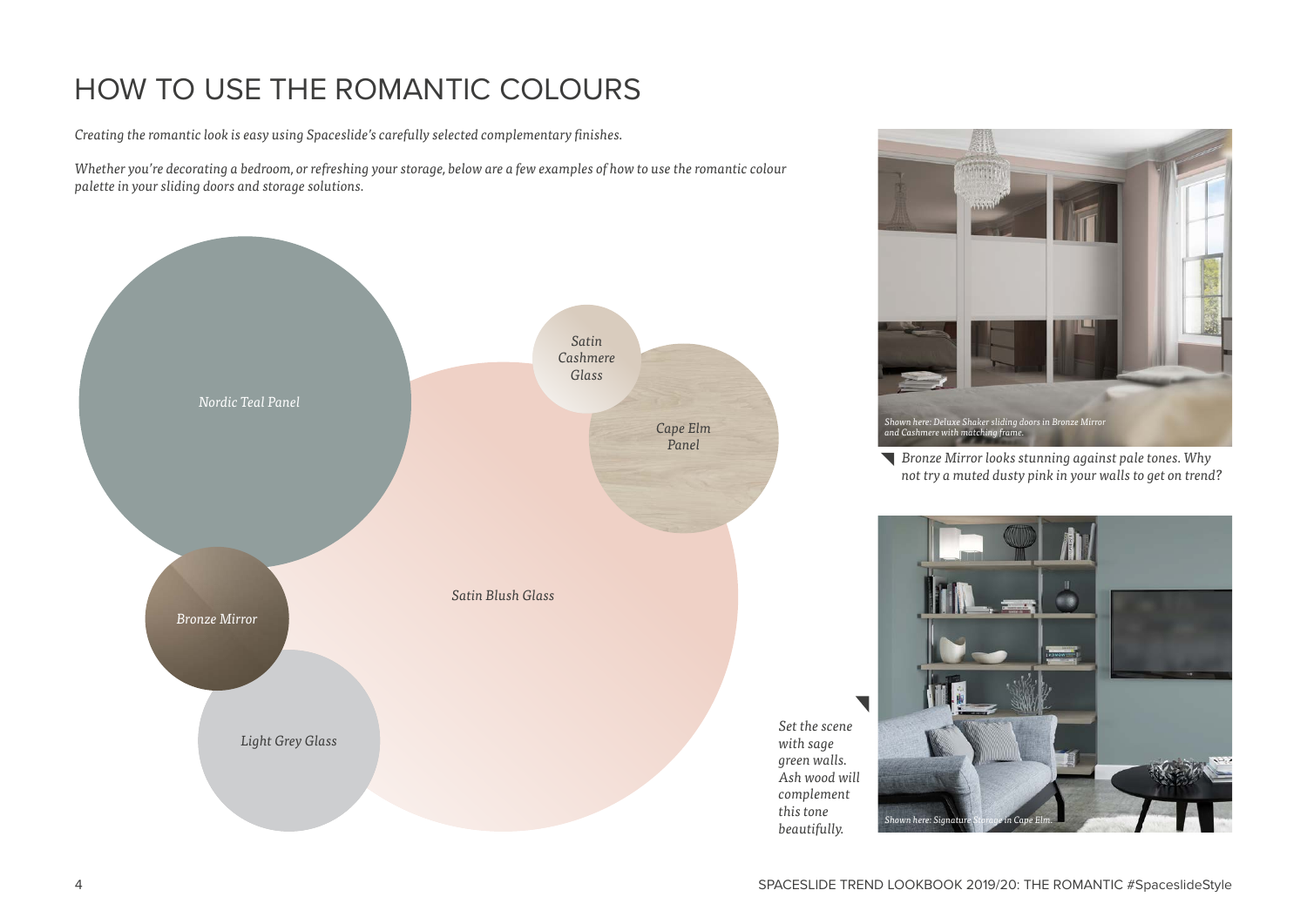# HOW TO USE THE ROMANTIC COLOURS

*Creating the romantic look is easy using Spaceslide's carefully selected complementary finishes.*

*Whether you're decorating a bedroom, or refreshing your storage, below are a few examples of how to use the romantic colour palette in your sliding doors and storage solutions.*

*Nordic Teal Panel*

*Satin Cashmere Glass*

*Cape Elm Panel*

*Satin Blush Glass*

*Bronze Mirror*

*Light Grey Glass*

*Shown here: Deluxe Shaker sliding doors in Bronze Mirror and Cashmere with matching frame.*

*Bronze Mirror looks stunning against pale tones. Why not try a muted dusty pink in your walls to get on trend?*

*Set the scene with sage green walls. Ash wood will complement this tone beautifully.*

*Shown here: Signature Storage in Cape Elm.*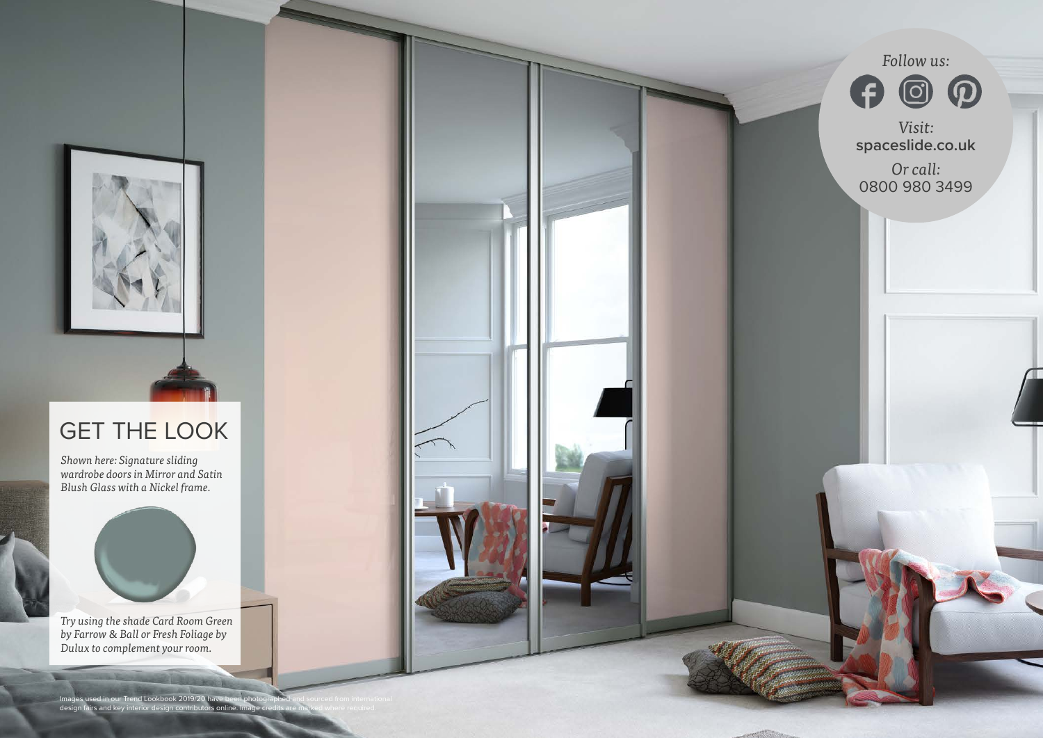Follow us:

Visit:
spaceslide.co.uk

Or call:
0800 980 3499

## GET THE LOOK

*Shown here: Signature sliding wardrobe doors in Mirror and Satin Blush Glass with a Nickel frame.*

*Try using the shade Card Room Green by Farrow & Ball or Fresh Foliage by Dulux to complement your room.*

Images used in our Trend Lookbook 2019/20 have been photographed and sourced from international design fairs and key interior design contributors online. Image credits are marked where required.